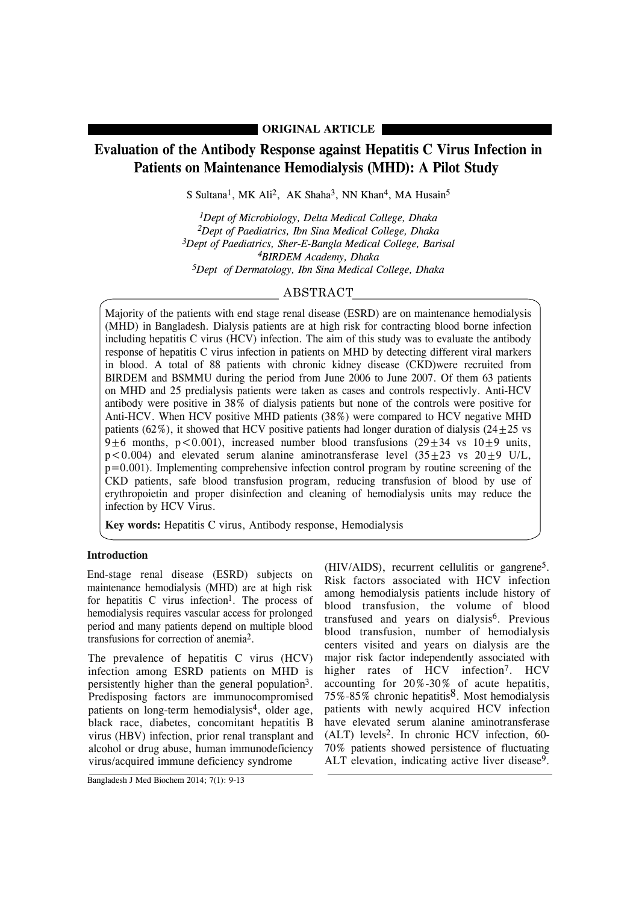**ORIGINAL ARTICLE**

# Evaluation of the Antibody Response against Hepatitis C Virus Infection in Patients on Maintenance Hemodialysis (MHD): A Pilot Study

S Sultana[1], MK Ali[2], AK Shaha[3], NN Khan[4], MA Husain[5]

[1]*Dept of Microbiology, Delta Medical College, Dhaka*
[2]*Dept of Paediatrics, Ibn Sina Medical College, Dhaka*
[3]*Dept of Paediatrics, Sher-E-Bangla Medical College, Barisal*
[4]*BIRDEM Academy, Dhaka*
[5]*Dept of Dermatology, Ibn Sina Medical College, Dhaka*

## ABSTRACT

Majority of the patients with end stage renal disease (ESRD) are on maintenance hemodialysis (MHD) in Bangladesh. Dialysis patients are at high risk for contracting blood borne infection including hepatitis C virus (HCV) infection. The aim of this study was to evaluate the antibody response of hepatitis C virus infection in patients on MHD by detecting different viral markers in blood. A total of 88 patients with chronic kidney disease (CKD)were recruited from BIRDEM and BSMMU during the period from June 2006 to June 2007. Of them 63 patients on MHD and 25 predialysis patients were taken as cases and controls respectivly. Anti-HCV antibody were positive in 38% of dialysis patients but none of the controls were positive for Anti-HCV. When HCV positive MHD patients (38%) were compared to HCV negative MHD patients (62%), it showed that HCV positive patients had longer duration of dialysis ($24 \pm 25$ vs $9 \pm 6$ months, $p < 0.001$), increased number blood transfusions ($29 \pm 34$ vs $10 \pm 9$ units, $p < 0.004$) and elevated serum alanine aminotransferase level ($35 \pm 23$ vs $20 \pm 9$ U/L, $p = 0.001$). Implementing comprehensive infection control program by routine screening of the CKD patients, safe blood transfusion program, reducing transfusion of blood by use of erythropoietin and proper disinfection and cleaning of hemodialysis units may reduce the infection by HCV Virus.

**Key words:** Hepatitis C virus, Antibody response, Hemodialysis

## Introduction

End-stage renal disease (ESRD) subjects on maintenance hemodialysis (MHD) are at high risk for hepatitis C virus infection[1]. The process of hemodialysis requires vascular access for prolonged period and many patients depend on multiple blood transfusions for correction of anemia[2].

The prevalence of hepatitis C virus (HCV) infection among ESRD patients on MHD is persistently higher than the general population[3]. Predisposing factors are immunocompromised patients on long-term hemodialysis[4], older age, black race, diabetes, concomitant hepatitis B virus (HBV) infection, prior renal transplant and alcohol or drug abuse, human immunodeficiency virus/acquired immune deficiency syndrome (HIV/AIDS), recurrent cellulitis or gangrene[5]. Risk factors associated with HCV infection among hemodialysis patients include history of blood transfusion, the volume of blood transfused and years on dialysis[6]. Previous blood transfusion, number of hemodialysis centers visited and years on dialysis are the major risk factor independently associated with higher rates of HCV infection[7]. HCV accounting for 20%-30% of acute hepatitis, 75%-85% chronic hepatitis[8]. Most hemodialysis patients with newly acquired HCV infection have elevated serum alanine aminotransferase (ALT) levels[2]. In chronic HCV infection, 60-70% patients showed persistence of fluctuating ALT elevation, indicating active liver disease[9].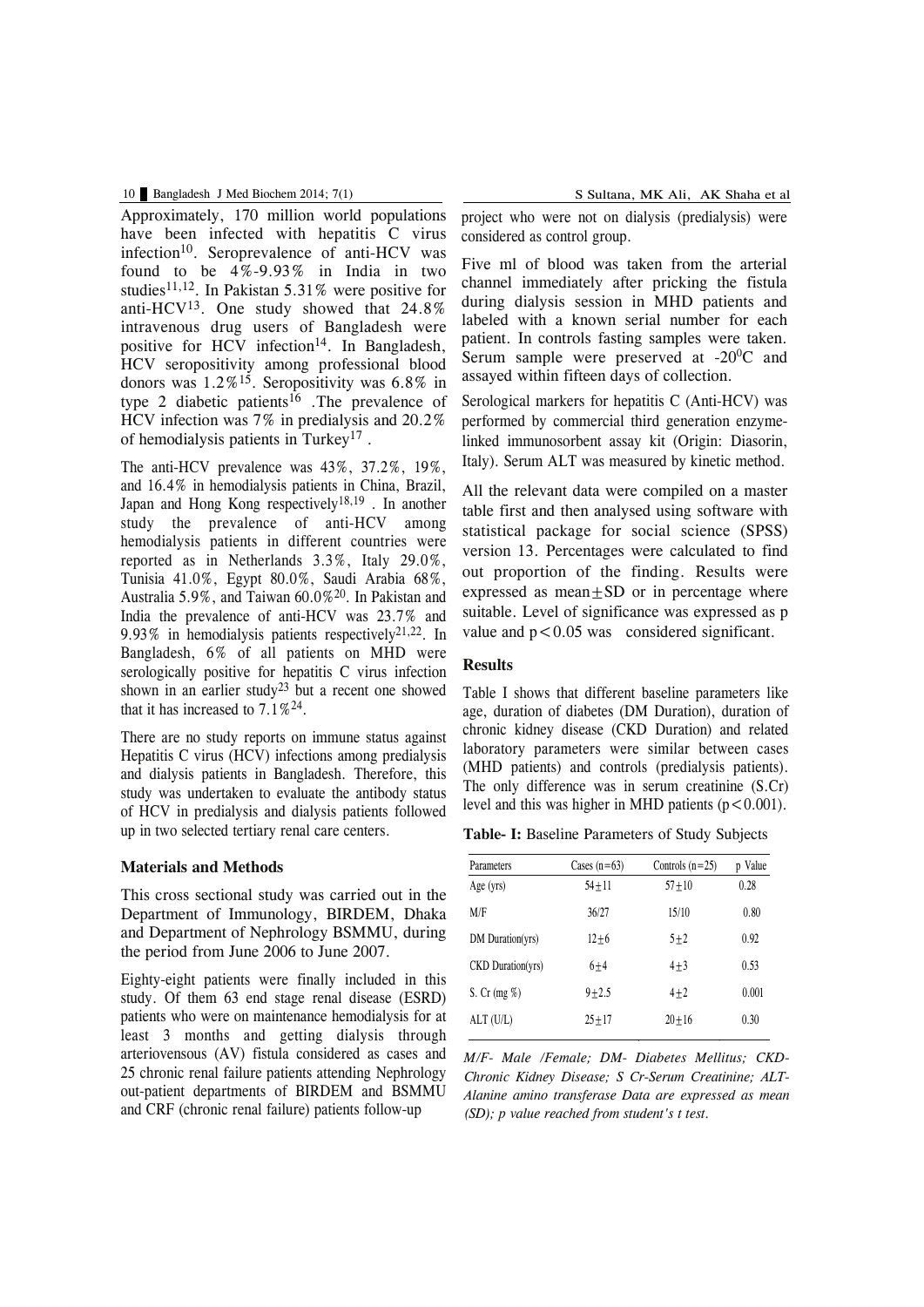Approximately, 170 million world populations have been infected with hepatitis C virus infection[10]. Seroprevalence of anti-HCV was found to be 4%-9.93% in India in two studies[11,12]. In Pakistan 5.31% were positive for anti-HCV[13]. One study showed that 24.8% intravenous drug users of Bangladesh were positive for HCV infection[14]. In Bangladesh, HCV seropositivity among professional blood donors was 1.2%[15]. Seropositivity was 6.8% in type 2 diabetic patients[16] .The prevalence of HCV infection was 7% in predialysis and 20.2% of hemodialysis patients in Turkey[17] .

The anti-HCV prevalence was 43%, 37.2%, 19%, and 16.4% in hemodialysis patients in China, Brazil, Japan and Hong Kong respectively[18,19] . In another study the prevalence of anti-HCV among hemodialysis patients in different countries were reported as in Netherlands 3.3%, Italy 29.0%, Tunisia 41.0%, Egypt 80.0%, Saudi Arabia 68%, Australia 5.9%, and Taiwan 60.0%[20]. In Pakistan and India the prevalence of anti-HCV was 23.7% and 9.93% in hemodialysis patients respectively[21,22]. In Bangladesh, 6% of all patients on MHD were serologically positive for hepatitis C virus infection shown in an earlier study[23] but a recent one showed that it has increased to 7.1%[24].

There are no study reports on immune status against Hepatitis C virus (HCV) infections among predialysis and dialysis patients in Bangladesh. Therefore, this study was undertaken to evaluate the antibody status of HCV in predialysis and dialysis patients followed up in two selected tertiary renal care centers.

## Materials and Methods

This cross sectional study was carried out in the Department of Immunology, BIRDEM, Dhaka and Department of Nephrology BSMMU, during the period from June 2006 to June 2007.

Eighty-eight patients were finally included in this study. Of them 63 end stage renal disease (ESRD) patients who were on maintenance hemodialysis for at least 3 months and getting dialysis through arteriovensous (AV) fistula considered as cases and 25 chronic renal failure patients attending Nephrology out-patient departments of BIRDEM and BSMMU and CRF (chronic renal failure) patients follow-up project who were not on dialysis (predialysis) were considered as control group.

Five ml of blood was taken from the arterial channel immediately after pricking the fistula during dialysis session in MHD patients and labeled with a known serial number for each patient. In controls fasting samples were taken. Serum sample were preserved at -20$^{0}$C and assayed within fifteen days of collection.

Serological markers for hepatitis C (Anti-HCV) was performed by commercial third generation enzyme-linked immunosorbent assay kit (Origin: Diasorin, Italy). Serum ALT was measured by kinetic method.

All the relevant data were compiled on a master table first and then analysed using software with statistical package for social science (SPSS) version 13. Percentages were calculated to find out proportion of the finding. Results were expressed as mean$\pm$SD or in percentage where suitable. Level of significance was expressed as p value and $p<0.05$ was considered significant.

## Results

Table I shows that different baseline parameters like age, duration of diabetes (DM Duration), duration of chronic kidney disease (CKD Duration) and related laboratory parameters were similar between cases (MHD patients) and controls (predialysis patients). The only difference was in serum creatinine (S.Cr) level and this was higher in MHD patients ($p<0.001$).

**Table- I:** Baseline Parameters of Study Subjects

| Parameters | Cases (n=63) | Controls (n=25) | p Value |
|---|---|---|---|
| Age (yrs) | 54±11 | 57±10 | 0.28 |
| M/F | 36/27 | 15/10 | 0.80 |
| DM Duration(yrs) | 12±6 | 5±2 | 0.92 |
| CKD Duration(yrs) | 6±4 | 4±3 | 0.53 |
| S. Cr (mg %) | 9±2.5 | 4±2 | 0.001 |
| ALT (U/L) | 25±17 | 20±16 | 0.30 |

*M/F- Male /Female; DM- Diabetes Mellitus; CKD-Chronic Kidney Disease; S Cr-Serum Creatinine; ALT-Alanine amino transferase Data are expressed as mean (SD); p value reached from student's t test.*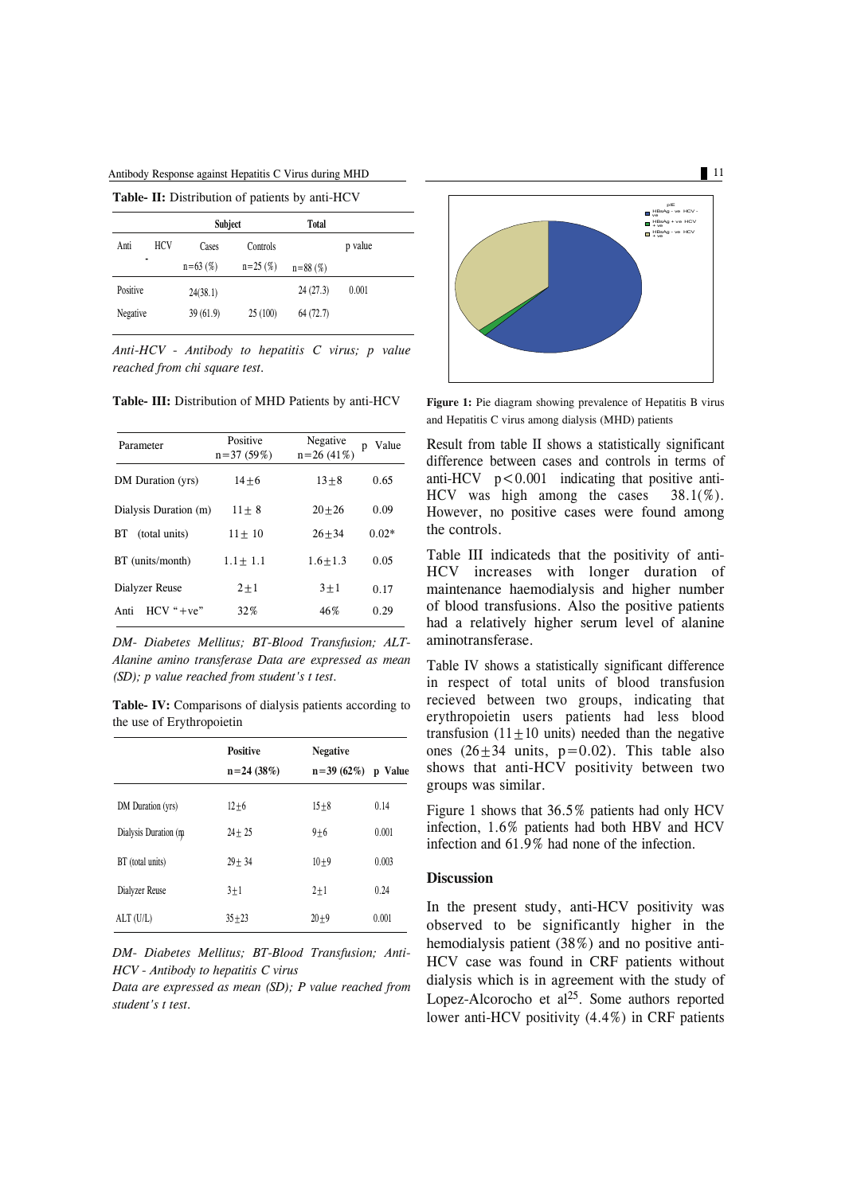**Table- II:** Distribution of patients by anti-HCV

| Anti-HCV | Subject | | Total | p value |
|---|---|---|---|---|
| | Cases n=63 (%) | Controls n=25 (%) | n=88 (%) | |
| Positive | 24(38.1) | | 24 (27.3) | 0.001 |
| Negative | 39 (61.9) | 25 (100) | 64 (72.7) | |

*Anti-HCV - Antibody to hepatitis C virus; p value reached from chi square test.*

**Table- III:** Distribution of MHD Patients by anti-HCV

| Parameter | Positive n=37 (59%) | Negative n=26 (41%) | p Value |
|---|---|---|---|
| DM Duration (yrs) | 14±6 | 13±8 | 0.65 |
| Dialysis Duration (m) | 11± 8 | 20±26 | 0.09 |
| BT (total units) | 11± 10 | 26±34 | 0.02* |
| BT (units/month) | 1.1± 1.1 | 1.6±1.3 | 0.05 |
| Dialyzer Reuse | 2±1 | 3±1 | 0.17 |
| Anti HCV "+ve" | 32% | 46% | 0.29 |

*DM- Diabetes Mellitus; BT-Blood Transfusion; ALT-Alanine amino transferase Data are expressed as mean (SD); p value reached from student's t test.*

**Table- IV:** Comparisons of dialysis patients according to the use of Erythropoietin

| | Positive n=24 (38%) | Negative n=39 (62%) | p Value |
|---|---|---|---|
| DM Duration (yrs) | 12±6 | 15±8 | 0.14 |
| Dialysis Duration (m) | 24± 25 | 9±6 | 0.001 |
| BT (total units) | 29± 34 | 10±9 | 0.003 |
| Dialyzer Reuse | 3±1 | 2±1 | 0.24 |
| ALT (U/L) | 35±23 | 20±9 | 0.001 |

*DM- Diabetes Mellitus; BT-Blood Transfusion; Anti-HCV - Antibody to hepatitis C virus*
*Data are expressed as mean (SD); P value reached from student's t test.*

**Figure 1:** Pie diagram showing prevalence of Hepatitis B virus and Hepatitis C virus among dialysis (MHD) patients

Result from table II shows a statistically significant difference between cases and controls in terms of anti-HCV $p<0.001$ indicating that positive anti-HCV was high among the cases 38.1(%). However, no positive cases were found among the controls.

Table III indicateds that the positivity of anti-HCV increases with longer duration of maintenance haemodialysis and higher number of blood transfusions. Also the positive patients had a relatively higher serum level of alanine aminotransferase.

Table IV shows a statistically significant difference in respect of total units of blood transfusion recieved between two groups, indicating that erythropoietin users patients had less blood transfusion (11±10 units) needed than the negative ones (26±34 units, p=0.02). This table also shows that anti-HCV positivity between two groups was similar.

Figure 1 shows that 36.5% patients had only HCV infection, 1.6% patients had both HBV and HCV infection and 61.9% had none of the infection.

## Discussion

In the present study, anti-HCV positivity was observed to be significantly higher in the hemodialysis patient (38%) and no positive anti-HCV case was found in CRF patients without dialysis which is in agreement with the study of Lopez-Alcorocho et al[25]. Some authors reported lower anti-HCV positivity (4.4%) in CRF patients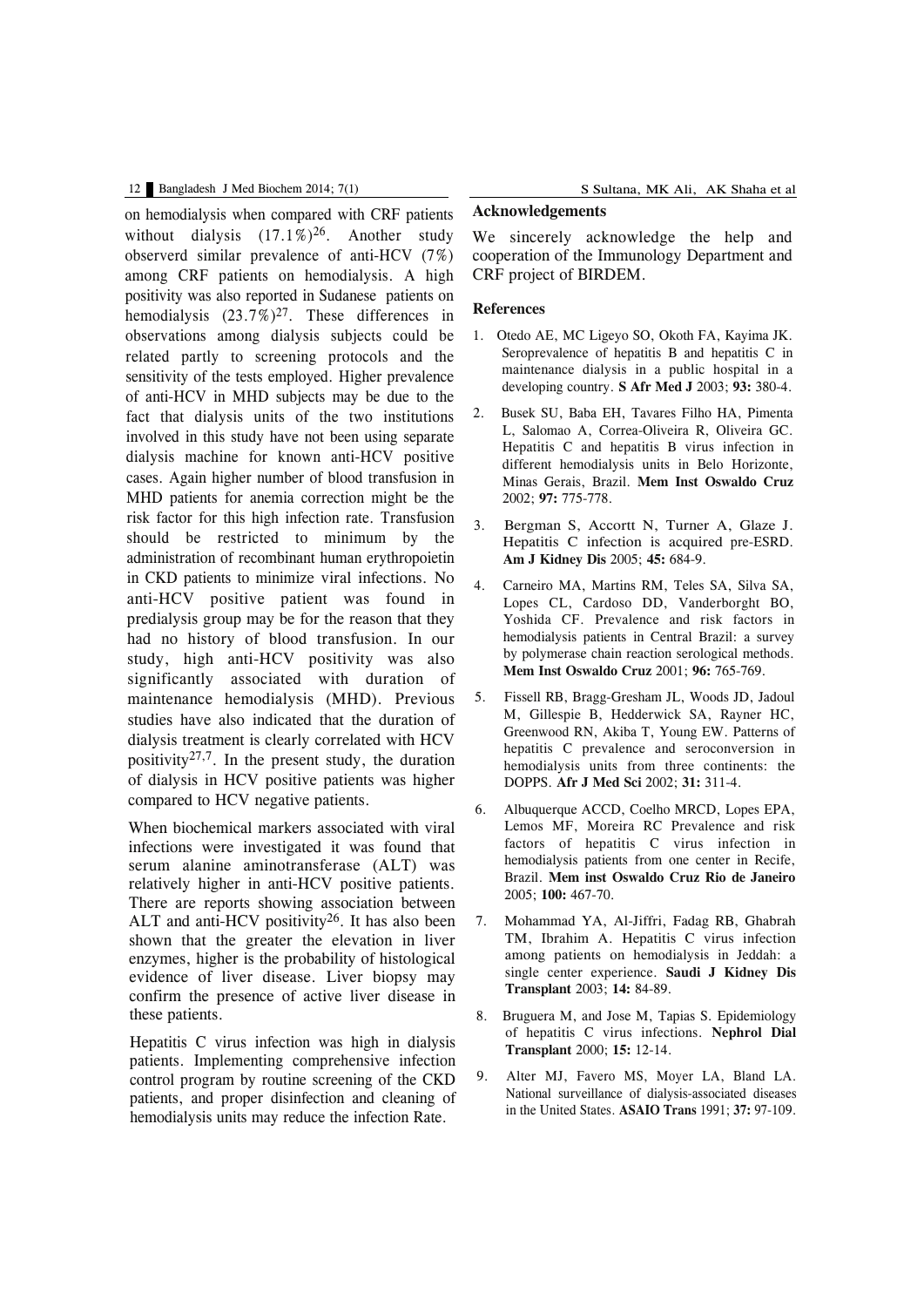on hemodialysis when compared with CRF patients without dialysis (17.1%)[26]. Another study observerd similar prevalence of anti-HCV (7%) among CRF patients on hemodialysis. A high positivity was also reported in Sudanese patients on hemodialysis (23.7%)[27]. These differences in observations among dialysis subjects could be related partly to screening protocols and the sensitivity of the tests employed. Higher prevalence of anti-HCV in MHD subjects may be due to the fact that dialysis units of the two institutions involved in this study have not been using separate dialysis machine for known anti-HCV positive cases. Again higher number of blood transfusion in MHD patients for anemia correction might be the risk factor for this high infection rate. Transfusion should be restricted to minimum by the administration of recombinant human erythropoietin in CKD patients to minimize viral infections. No anti-HCV positive patient was found in predialysis group may be for the reason that they had no history of blood transfusion. In our study, high anti-HCV positivity was also significantly associated with duration of maintenance hemodialysis (MHD). Previous studies have also indicated that the duration of dialysis treatment is clearly correlated with HCV positivity[27,7]. In the present study, the duration of dialysis in HCV positive patients was higher compared to HCV negative patients.

When biochemical markers associated with viral infections were investigated it was found that serum alanine aminotransferase (ALT) was relatively higher in anti-HCV positive patients. There are reports showing association between ALT and anti-HCV positivity[26]. It has also been shown that the greater the elevation in liver enzymes, higher is the probability of histological evidence of liver disease. Liver biopsy may confirm the presence of active liver disease in these patients.

Hepatitis C virus infection was high in dialysis patients. Implementing comprehensive infection control program by routine screening of the CKD patients, and proper disinfection and cleaning of hemodialysis units may reduce the infection Rate.

## Acknowledgements

We sincerely acknowledge the help and cooperation of the Immunology Department and CRF project of BIRDEM.

## References

1. Otedo AE, MC Ligeyo SO, Okoth FA, Kayima JK. Seroprevalence of hepatitis B and hepatitis C in maintenance dialysis in a public hospital in a developing country. **S Afr Med J** 2003; **93:** 380-4.
2. Busek SU, Baba EH, Tavares Filho HA, Pimenta L, Salomao A, Correa-Oliveira R, Oliveira GC. Hepatitis C and hepatitis B virus infection in different hemodialysis units in Belo Horizonte, Minas Gerais, Brazil. **Mem Inst Oswaldo Cruz** 2002; **97:** 775-778.
3. Bergman S, Accortt N, Turner A, Glaze J. Hepatitis C infection is acquired pre-ESRD. **Am J Kidney Dis** 2005; **45:** 684-9.
4. Carneiro MA, Martins RM, Teles SA, Silva SA, Lopes CL, Cardoso DD, Vanderborght BO, Yoshida CF. Prevalence and risk factors in hemodialysis patients in Central Brazil: a survey by polymerase chain reaction serological methods. **Mem Inst Oswaldo Cruz** 2001; **96:** 765-769.
5. Fissell RB, Bragg-Gresham JL, Woods JD, Jadoul M, Gillespie B, Hedderwick SA, Rayner HC, Greenwood RN, Akiba T, Young EW. Patterns of hepatitis C prevalence and seroconversion in hemodialysis units from three continents: the DOPPS. **Afr J Med Sci** 2002; **31:** 311-4.
6. Albuquerque ACCD, Coelho MRCD, Lopes EPA, Lemos MF, Moreira RC Prevalence and risk factors of hepatitis C virus infection in hemodialysis patients from one center in Recife, Brazil. **Mem inst Oswaldo Cruz Rio de Janeiro** 2005; **100:** 467-70.
7. Mohammad YA, Al-Jiffri, Fadag RB, Ghabrah TM, Ibrahim A. Hepatitis C virus infection among patients on hemodialysis in Jeddah: a single center experience. **Saudi J Kidney Dis Transplant** 2003; **14:** 84-89.
8. Bruguera M, and Jose M, Tapias S. Epidemiology of hepatitis C virus infections. **Nephrol Dial Transplant** 2000; **15:** 12-14.
9. Alter MJ, Favero MS, Moyer LA, Bland LA. National surveillance of dialysis-associated diseases in the United States. **ASAIO Trans** 1991; **37:** 97-109.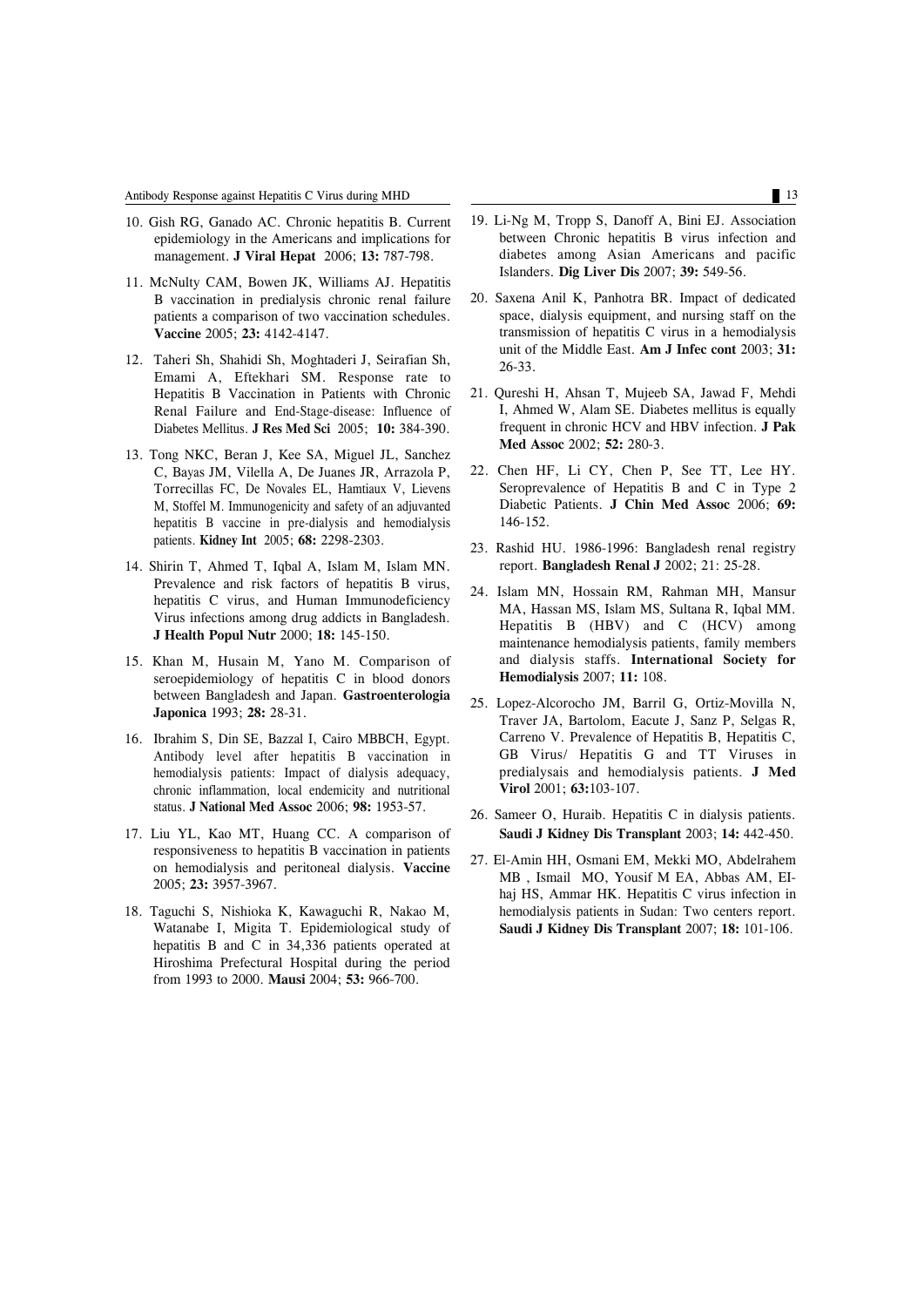10. Gish RG, Ganado AC. Chronic hepatitis B. Current epidemiology in the Americans and implications for management. **J Viral Hepat** 2006; **13:** 787-798.

11. McNulty CAM, Bowen JK, Williams AJ. Hepatitis B vaccination in predialysis chronic renal failure patients a comparison of two vaccination schedules. **Vaccine** 2005; **23:** 4142-4147.

12. Taheri Sh, Shahidi Sh, Moghtaderi J, Seirafian Sh, Emami A, Eftekhari SM. Response rate to Hepatitis B Vaccination in Patients with Chronic Renal Failure and End-Stage-disease: Influence of Diabetes Mellitus. **J Res Med Sci** 2005; **10:** 384-390.

13. Tong NKC, Beran J, Kee SA, Miguel JL, Sanchez C, Bayas JM, Vilella A, De Juanes JR, Arrazola P, Torrecillas FC, De Novales EL, Hamtiaux V, Lievens M, Stoffel M. Immunogenicity and safety of an adjuvanted hepatitis B vaccine in pre-dialysis and hemodialysis patients. **Kidney Int** 2005; **68:** 2298-2303.

14. Shirin T, Ahmed T, Iqbal A, Islam M, Islam MN. Prevalence and risk factors of hepatitis B virus, hepatitis C virus, and Human Immunodeficiency Virus infections among drug addicts in Bangladesh. **J Health Popul Nutr** 2000; **18:** 145-150.

15. Khan M, Husain M, Yano M. Comparison of seroepidemiology of hepatitis C in blood donors between Bangladesh and Japan. **Gastroenterologia Japonica** 1993; **28:** 28-31.

16. Ibrahim S, Din SE, Bazzal I, Cairo MBBCH, Egypt. Antibody level after hepatitis B vaccination in hemodialysis patients: Impact of dialysis adequacy, chronic inflammation, local endemicity and nutritional status. **J National Med Assoc** 2006; **98:** 1953-57.

17. Liu YL, Kao MT, Huang CC. A comparison of responsiveness to hepatitis B vaccination in patients on hemodialysis and peritoneal dialysis. **Vaccine** 2005; **23:** 3957-3967.

18. Taguchi S, Nishioka K, Kawaguchi R, Nakao M, Watanabe I, Migita T. Epidemiological study of hepatitis B and C in 34,336 patients operated at Hiroshima Prefectural Hospital during the period from 1993 to 2000. **Mausi** 2004; **53:** 966-700.

19. Li-Ng M, Tropp S, Danoff A, Bini EJ. Association between Chronic hepatitis B virus infection and diabetes among Asian Americans and pacific Islanders. **Dig Liver Dis** 2007; **39:** 549-56.

20. Saxena Anil K, Panhotra BR. Impact of dedicated space, dialysis equipment, and nursing staff on the transmission of hepatitis C virus in a hemodialysis unit of the Middle East. **Am J Infec cont** 2003; **31:** 26-33.

21. Qureshi H, Ahsan T, Mujeeb SA, Jawad F, Mehdi I, Ahmed W, Alam SE. Diabetes mellitus is equally frequent in chronic HCV and HBV infection. **J Pak Med Assoc** 2002; **52:** 280-3.

22. Chen HF, Li CY, Chen P, See TT, Lee HY. Seroprevalence of Hepatitis B and C in Type 2 Diabetic Patients. **J Chin Med Assoc** 2006; **69:** 146-152.

23. Rashid HU. 1986-1996: Bangladesh renal registry report. **Bangladesh Renal J** 2002; 21: 25-28.

24. Islam MN, Hossain RM, Rahman MH, Mansur MA, Hassan MS, Islam MS, Sultana R, Iqbal MM. Hepatitis B (HBV) and C (HCV) among maintenance hemodialysis patients, family members and dialysis staffs. **International Society for Hemodialysis** 2007; **11:** 108.

25. Lopez-Alcorocho JM, Barril G, Ortiz-Movilla N, Traver JA, Bartolom, Eacute J, Sanz P, Selgas R, Carreno V. Prevalence of Hepatitis B, Hepatitis C, GB Virus/ Hepatitis G and TT Viruses in predialysais and hemodialysis patients. **J Med Virol** 2001; **63:**103-107.

26. Sameer O, Huraib. Hepatitis C in dialysis patients. **Saudi J Kidney Dis Transplant** 2003; **14:** 442-450.

27. El-Amin HH, Osmani EM, Mekki MO, Abdelrahem MB , Ismail MO, Yousif M EA, Abbas AM, EI-haj HS, Ammar HK. Hepatitis C virus infection in hemodialysis patients in Sudan: Two centers report. **Saudi J Kidney Dis Transplant** 2007; **18:** 101-106.